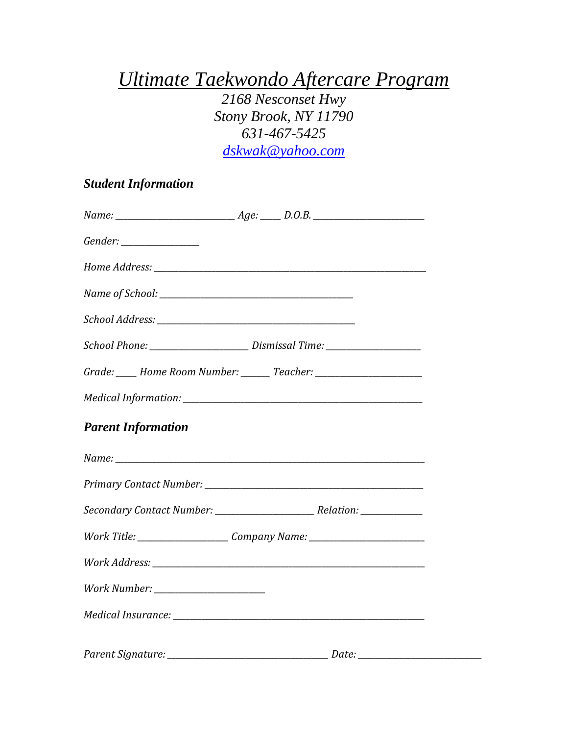# *Ultimate Taekwondo Aftercare Program*

*2168 Nesconset Hwy*
*Stony Brook, NY 11790*
*631-467-5425*
*dskwak@yahoo.com*

## *Student Information*

*Name:* __________________________ *Age:* ____ *D.O.B.* ________________________

*Gender:* _________________

*Home Address:* ___________________________________________________________

*Name of School:* __________________________________________

*School Address:* ___________________________________________

*School Phone:* _____________________ *Dismissal Time:* ____________________

*Grade:* ____ *Home Room Number:* ______ *Teacher:* _______________________

*Medical Information:* ______________________________________________________

## *Parent Information*

*Name:* ___________________________________________________________________

*Primary Contact Number:* ______________________________________________

*Secondary Contact Number:* _____________________ *Relation:* _____________

*Work Title:* ___________________ *Company Name:* _________________________

*Work Address:* _________________________________________________________

*Work Number:* ________________________

*Medical Insurance:* ____________________________________________________

*Parent Signature:* __________________________________ *Date:* __________________________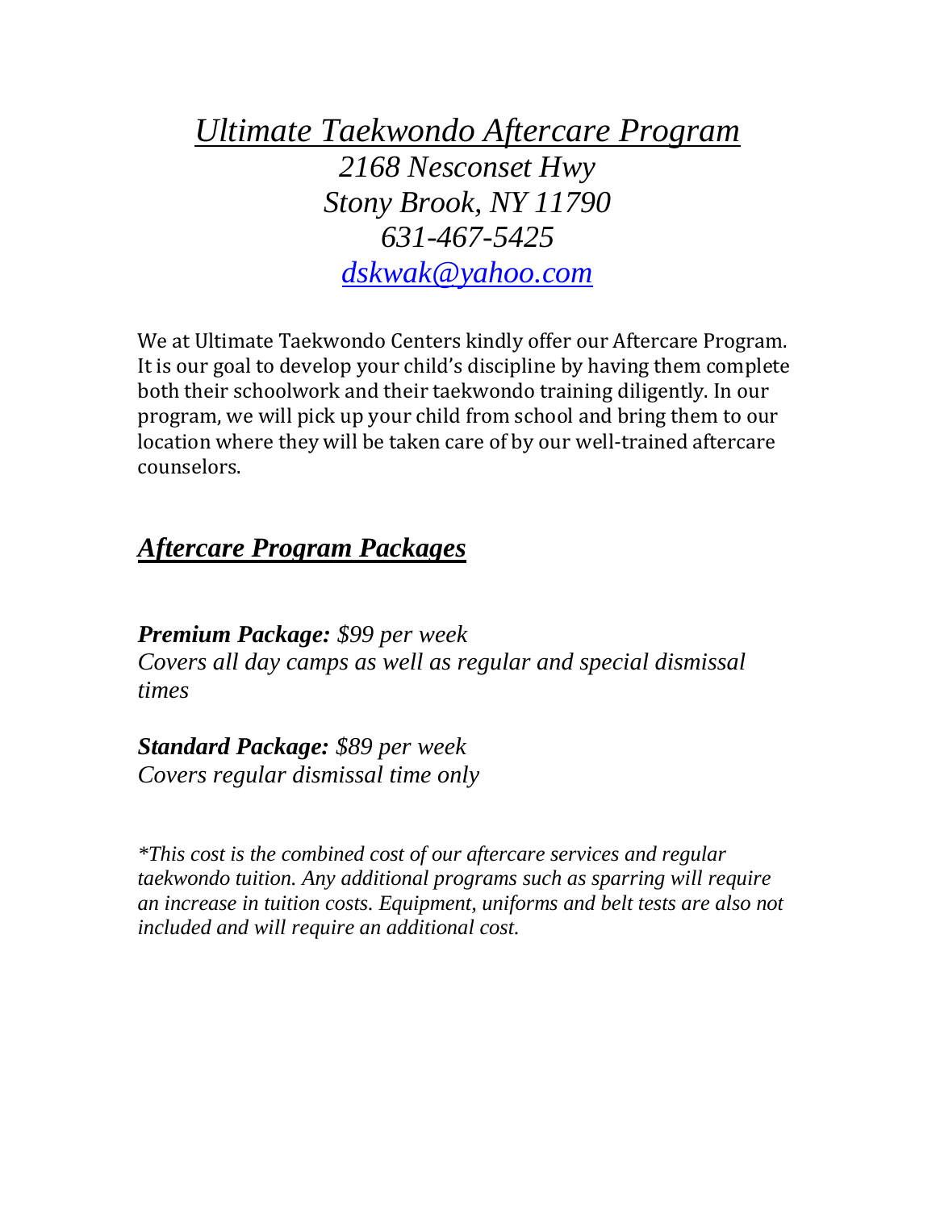# *Ultimate Taekwondo Aftercare Program*

*2168 Nesconset Hwy*
*Stony Brook, NY 11790*
*631-467-5425*
*[dskwak@yahoo.com](mailto:dskwak@yahoo.com)*

We at Ultimate Taekwondo Centers kindly offer our Aftercare Program. It is our goal to develop your child's discipline by having them complete both their schoolwork and their taekwondo training diligently. In our program, we will pick up your child from school and bring them to our location where they will be taken care of by our well-trained aftercare counselors.

## ***Aftercare Program Packages***

***Premium Package:*** *$99 per week*
*Covers all day camps as well as regular and special dismissal times*

***Standard Package:*** *$89 per week*
*Covers regular dismissal time only*

*\*This cost is the combined cost of our aftercare services and regular taekwondo tuition. Any additional programs such as sparring will require an increase in tuition costs. Equipment, uniforms and belt tests are also not included and will require an additional cost.*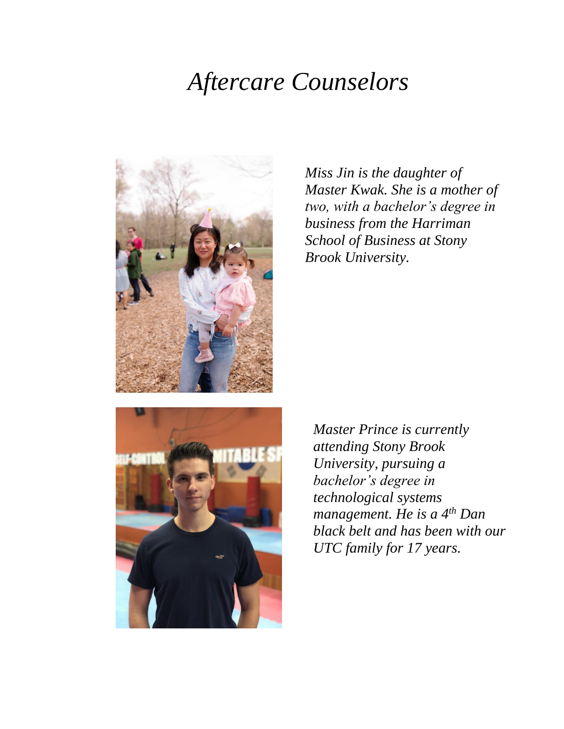# *Aftercare Counselors*

*Miss Jin is the daughter of Master Kwak. She is a mother of two, with a bachelor's degree in business from the Harriman School of Business at Stony Brook University.*

*Master Prince is currently attending Stony Brook University, pursuing a bachelor's degree in technological systems management. He is a 4th Dan black belt and has been with our UTC family for 17 years.*